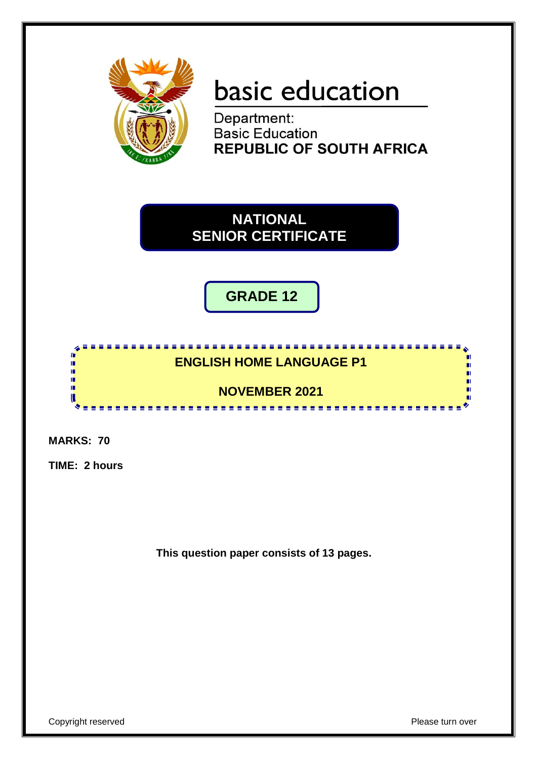basic education

Department:
Basic Education
**REPUBLIC OF SOUTH AFRICA**

# NATIONAL SENIOR CERTIFICATE

## GRADE 12

## ENGLISH HOME LANGUAGE P1

## NOVEMBER 2021

**MARKS: 70**

**TIME: 2 hours**

**This question paper consists of 13 pages.**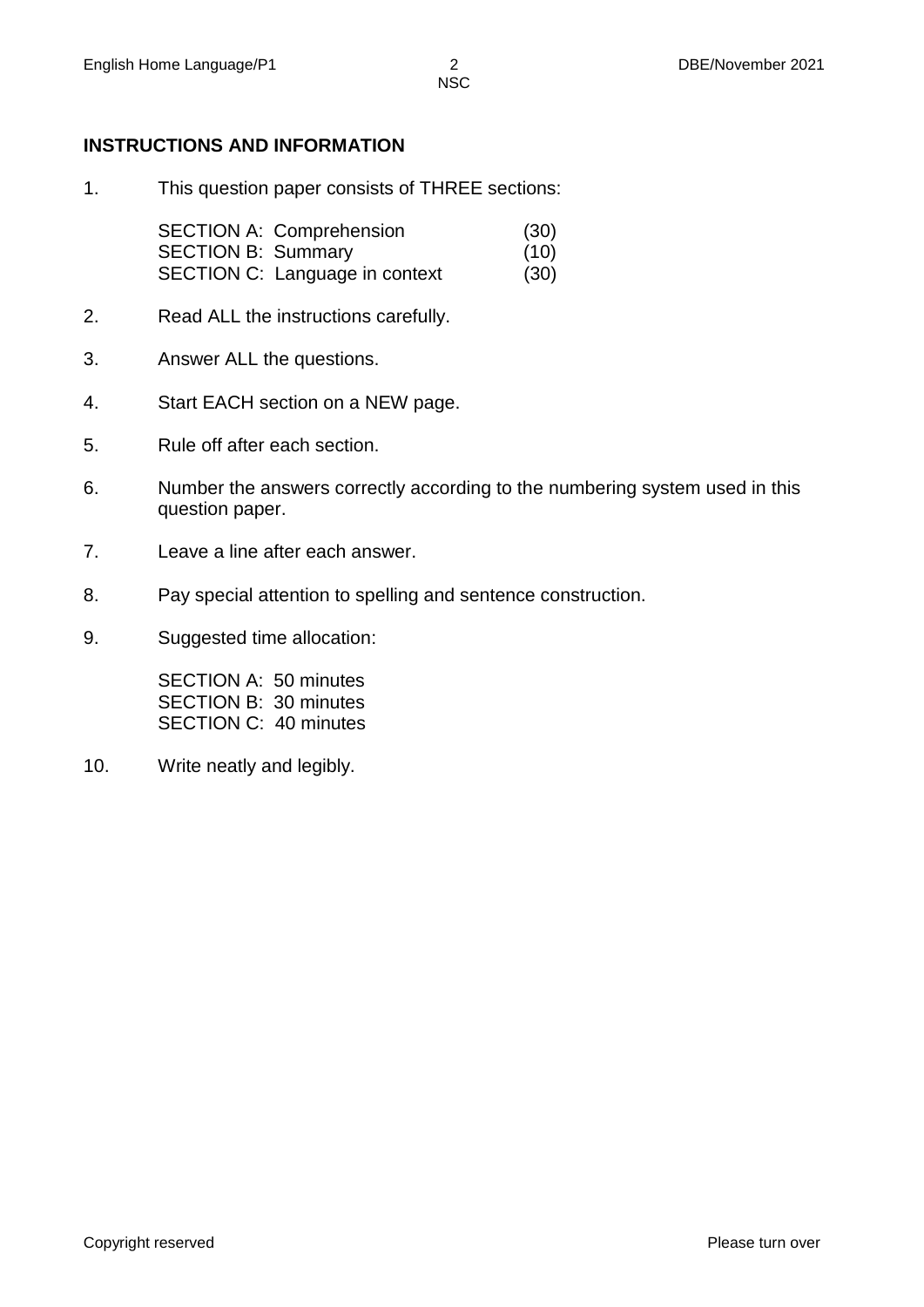**INSTRUCTIONS AND INFORMATION**

1. This question paper consists of THREE sections:

   | | |
   |---|---|
   | SECTION A: Comprehension | (30) |
   | SECTION B: Summary | (10) |
   | SECTION C: Language in context | (30) |

2. Read ALL the instructions carefully.

3. Answer ALL the questions.

4. Start EACH section on a NEW page.

5. Rule off after each section.

6. Number the answers correctly according to the numbering system used in this question paper.

7. Leave a line after each answer.

8. Pay special attention to spelling and sentence construction.

9. Suggested time allocation:

   SECTION A: 50 minutes
   SECTION B: 30 minutes
   SECTION C: 40 minutes

10. Write neatly and legibly.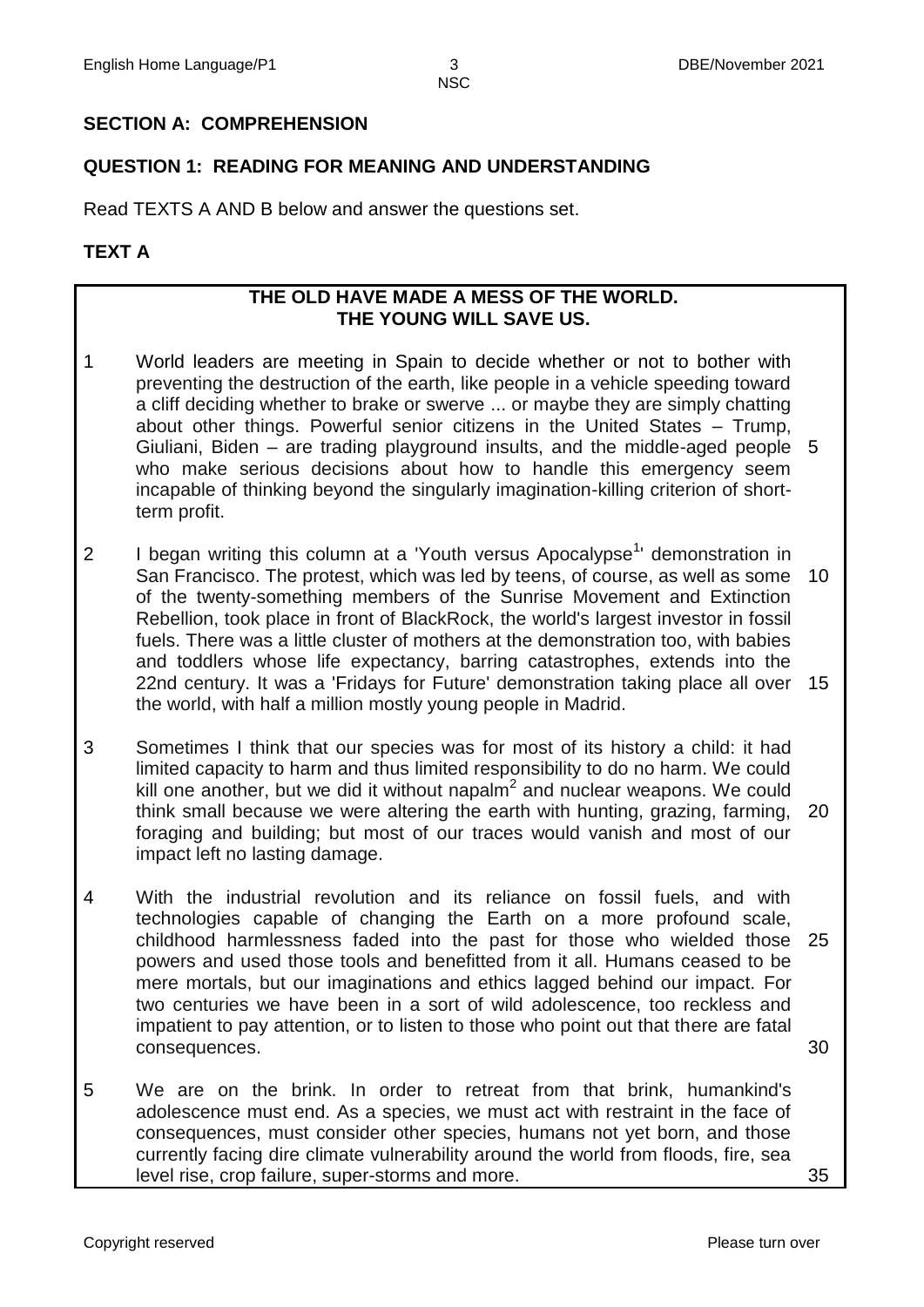## SECTION A: COMPREHENSION

### QUESTION 1: READING FOR MEANING AND UNDERSTANDING

Read TEXTS A AND B below and answer the questions set.

### TEXT A

**THE OLD HAVE MADE A MESS OF THE WORLD.**
**THE YOUNG WILL SAVE US.**

1 World leaders are meeting in Spain to decide whether or not to bother with preventing the destruction of the earth, like people in a vehicle speeding toward a cliff deciding whether to brake or swerve ... or maybe they are simply chatting about other things. Powerful senior citizens in the United States – Trump, Giuliani, Biden – are trading playground insults, and the middle-aged people who make serious decisions about how to handle this emergency seem incapable of thinking beyond the singularly imagination-killing criterion of short-term profit. 5

2 I began writing this column at a 'Youth versus Apocalypse[1]' demonstration in San Francisco. The protest, which was led by teens, of course, as well as some of the twenty-something members of the Sunrise Movement and Extinction Rebellion, took place in front of BlackRock, the world's largest investor in fossil fuels. There was a little cluster of mothers at the demonstration too, with babies and toddlers whose life expectancy, barring catastrophes, extends into the 22nd century. It was a 'Fridays for Future' demonstration taking place all over the world, with half a million mostly young people in Madrid. 10 15

3 Sometimes I think that our species was for most of its history a child: it had limited capacity to harm and thus limited responsibility to do no harm. We could kill one another, but we did it without napalm[2] and nuclear weapons. We could think small because we were altering the earth with hunting, grazing, farming, foraging and building; but most of our traces would vanish and most of our impact left no lasting damage. 20

4 With the industrial revolution and its reliance on fossil fuels, and with technologies capable of changing the Earth on a more profound scale, childhood harmlessness faded into the past for those who wielded those powers and used those tools and benefitted from it all. Humans ceased to be mere mortals, but our imaginations and ethics lagged behind our impact. For two centuries we have been in a sort of wild adolescence, too reckless and impatient to pay attention, or to listen to those who point out that there are fatal consequences. 25 30

5 We are on the brink. In order to retreat from that brink, humankind's adolescence must end. As a species, we must act with restraint in the face of consequences, must consider other species, humans not yet born, and those currently facing dire climate vulnerability around the world from floods, fire, sea level rise, crop failure, super-storms and more. 35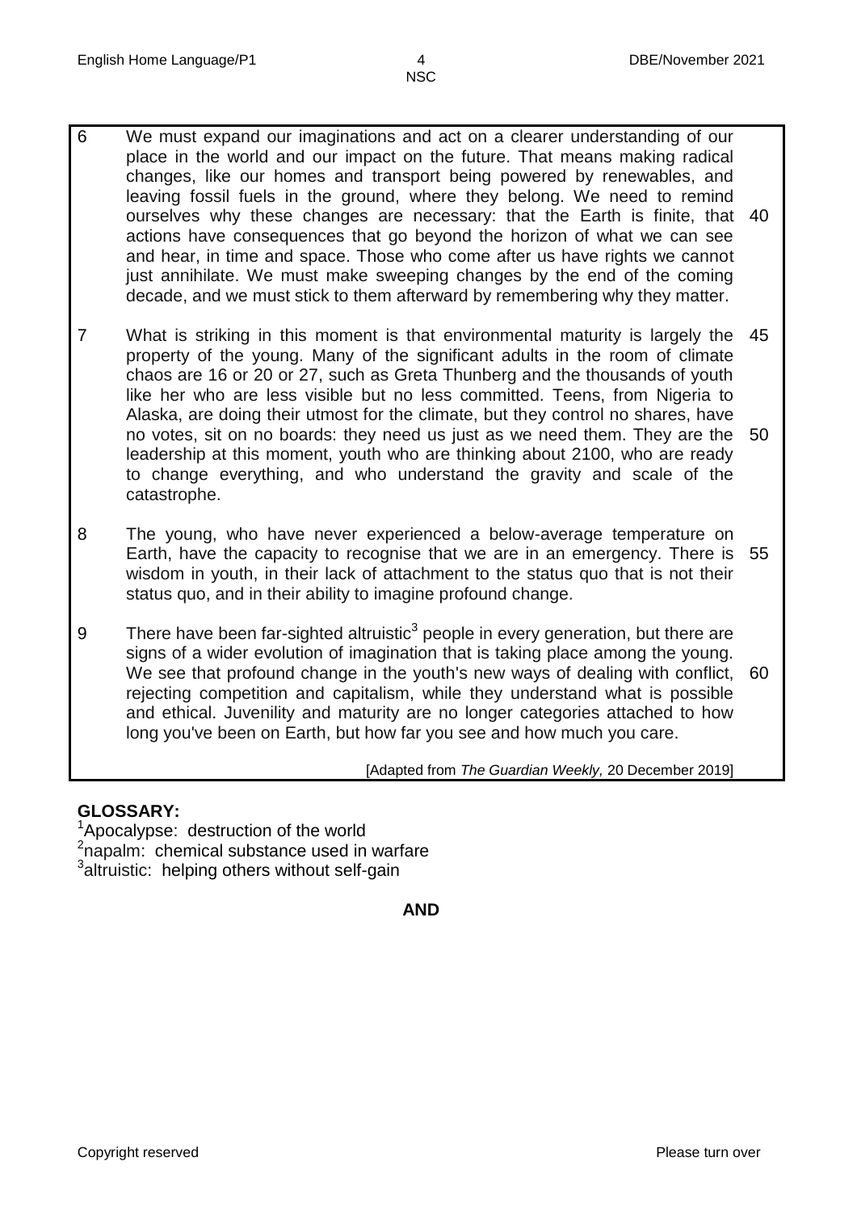6 We must expand our imaginations and act on a clearer understanding of our place in the world and our impact on the future. That means making radical changes, like our homes and transport being powered by renewables, and leaving fossil fuels in the ground, where they belong. We need to remind ourselves why these changes are necessary: that the Earth is finite, that actions have consequences that go beyond the horizon of what we can see and hear, in time and space. Those who come after us have rights we cannot just annihilate. We must make sweeping changes by the end of the coming decade, and we must stick to them afterward by remembering why they matter. 40

7 What is striking in this moment is that environmental maturity is largely the property of the young. Many of the significant adults in the room of climate chaos are 16 or 20 or 27, such as Greta Thunberg and the thousands of youth like her who are less visible but no less committed. Teens, from Nigeria to Alaska, are doing their utmost for the climate, but they control no shares, have no votes, sit on no boards: they need us just as we need them. They are the leadership at this moment, youth who are thinking about 2100, who are ready to change everything, and who understand the gravity and scale of the catastrophe. 45 50

8 The young, who have never experienced a below-average temperature on Earth, have the capacity to recognise that we are in an emergency. There is wisdom in youth, in their lack of attachment to the status quo that is not their status quo, and in their ability to imagine profound change. 55

9 There have been far-sighted altruistic[3] people in every generation, but there are signs of a wider evolution of imagination that is taking place among the young. We see that profound change in the youth's new ways of dealing with conflict, rejecting competition and capitalism, while they understand what is possible and ethical. Juvenility and maturity are no longer categories attached to how long you've been on Earth, but how far you see and how much you care. 60

[Adapted from *The Guardian Weekly,* 20 December 2019]

**GLOSSARY:**

[1]Apocalypse: destruction of the world
[2]napalm: chemical substance used in warfare
[3]altruistic: helping others without self-gain

**AND**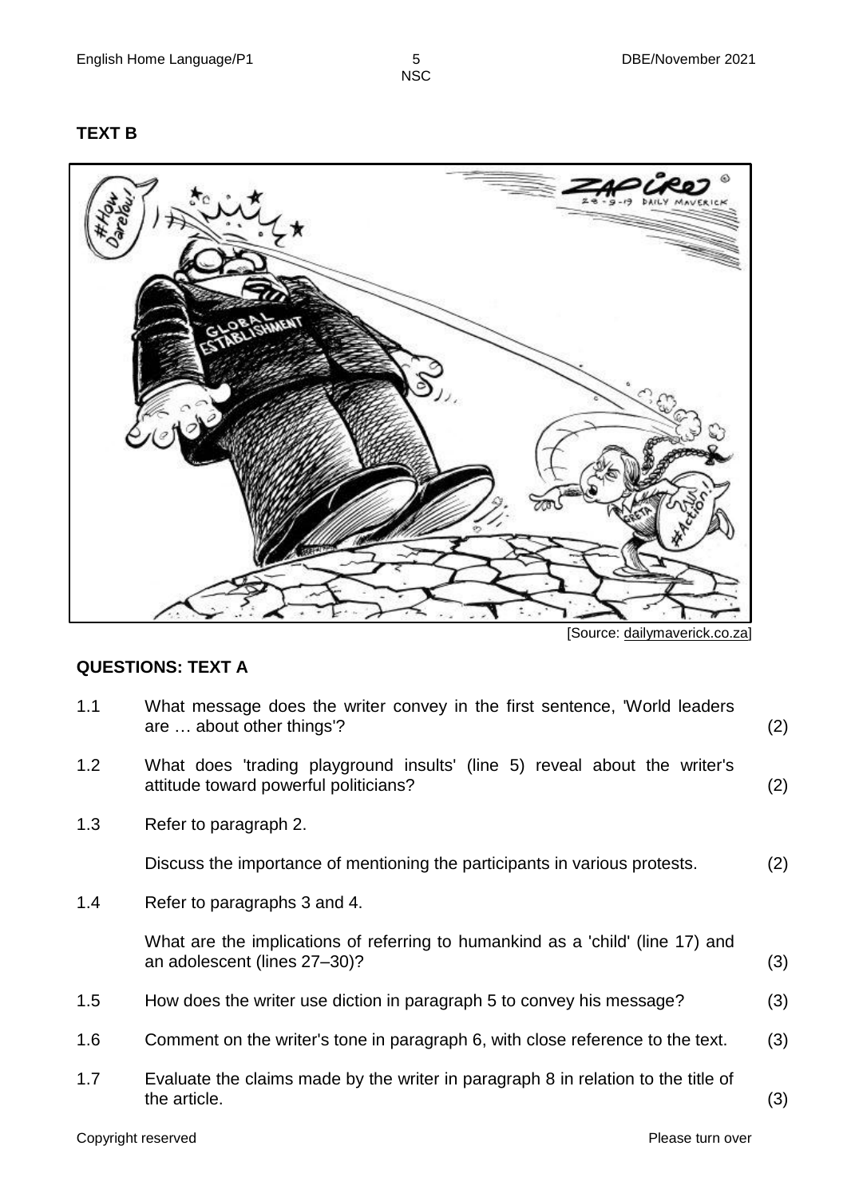**TEXT B**

[Source: dailymaverick.co.za]

**QUESTIONS: TEXT A**

| | | |
|---|---|---|
| 1.1 | What message does the writer convey in the first sentence, 'World leaders are … about other things'? | (2) |
| 1.2 | What does 'trading playground insults' (line 5) reveal about the writer's attitude toward powerful politicians? | (2) |
| 1.3 | Refer to paragraph 2.<br><br>Discuss the importance of mentioning the participants in various protests. | (2) |
| 1.4 | Refer to paragraphs 3 and 4.<br><br>What are the implications of referring to humankind as a 'child' (line 17) and an adolescent (lines 27–30)? | (3) |
| 1.5 | How does the writer use diction in paragraph 5 to convey his message? | (3) |
| 1.6 | Comment on the writer's tone in paragraph 6, with close reference to the text. | (3) |
| 1.7 | Evaluate the claims made by the writer in paragraph 8 in relation to the title of the article. | (3) |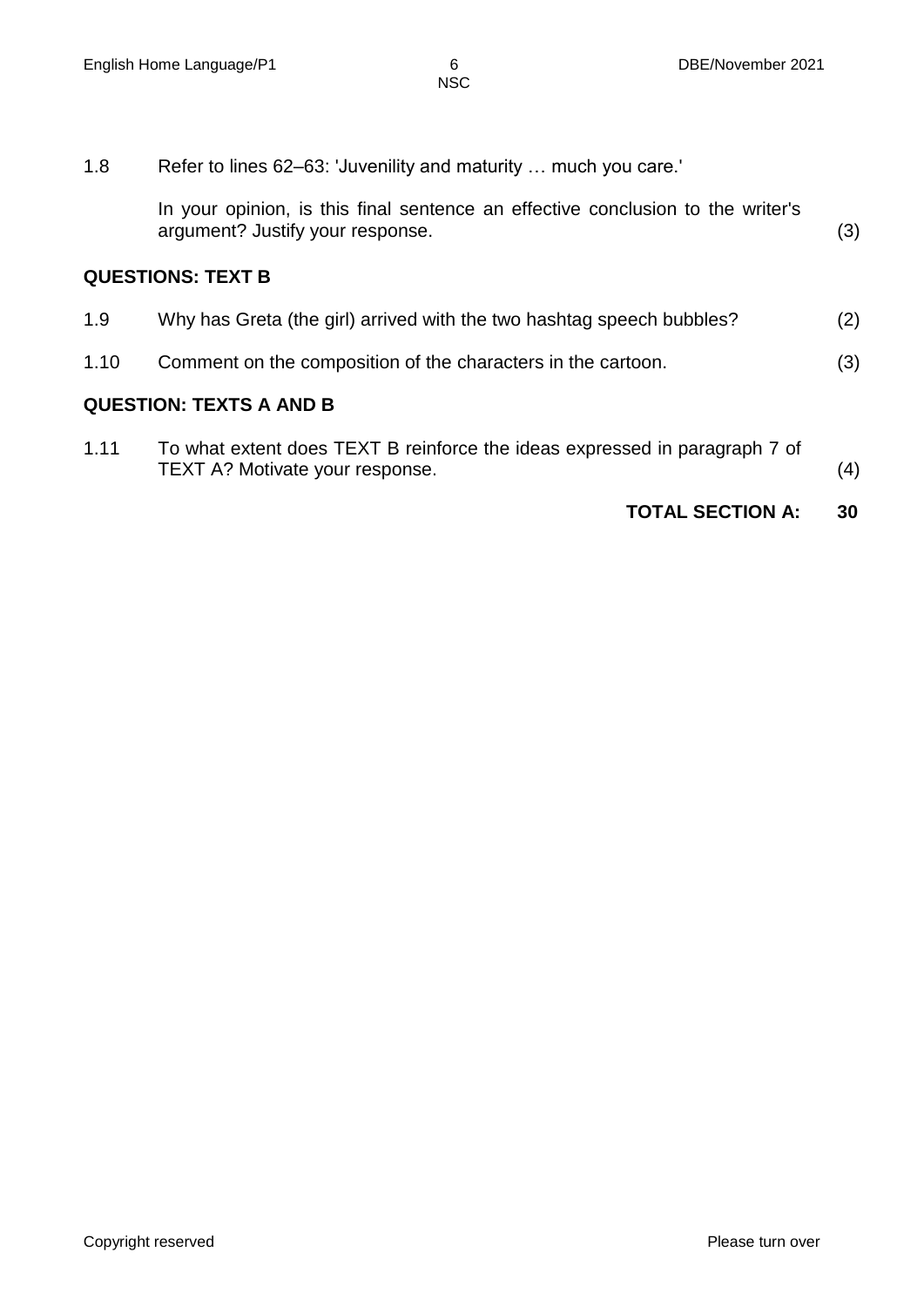1.8 Refer to lines 62–63: 'Juvenility and maturity … much you care.'

In your opinion, is this final sentence an effective conclusion to the writer's argument? Justify your response. (3)

## QUESTIONS: TEXT B

1.9 Why has Greta (the girl) arrived with the two hashtag speech bubbles? (2)

1.10 Comment on the composition of the characters in the cartoon. (3)

## QUESTION: TEXTS A AND B

1.11 To what extent does TEXT B reinforce the ideas expressed in paragraph 7 of TEXT A? Motivate your response. (4)

**TOTAL SECTION A: 30**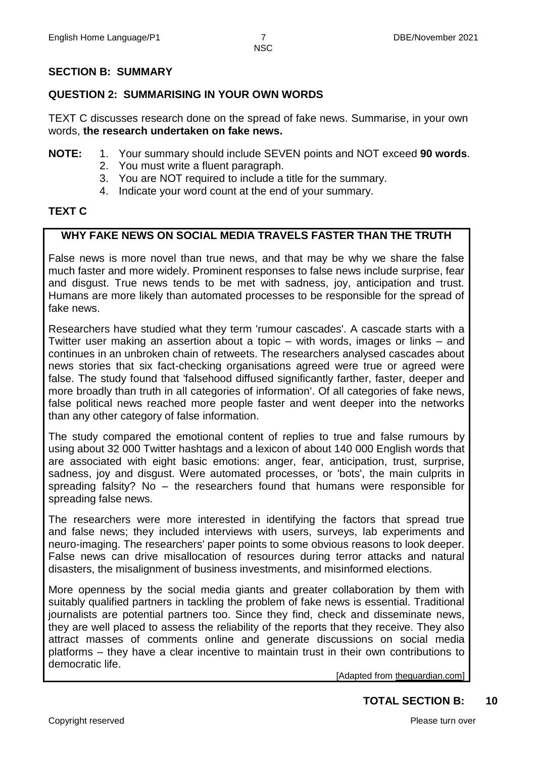## SECTION B: SUMMARY

### QUESTION 2: SUMMARISING IN YOUR OWN WORDS

TEXT C discusses research done on the spread of fake news. Summarise, in your own words, **the research undertaken on fake news.**

**NOTE:**
1. Your summary should include SEVEN points and NOT exceed **90 words**.
2. You must write a fluent paragraph.
3. You are NOT required to include a title for the summary.
4. Indicate your word count at the end of your summary.

### TEXT C

**WHY FAKE NEWS ON SOCIAL MEDIA TRAVELS FASTER THAN THE TRUTH**

False news is more novel than true news, and that may be why we share the false much faster and more widely. Prominent responses to false news include surprise, fear and disgust. True news tends to be met with sadness, joy, anticipation and trust. Humans are more likely than automated processes to be responsible for the spread of fake news.

Researchers have studied what they term 'rumour cascades'. A cascade starts with a Twitter user making an assertion about a topic – with words, images or links – and continues in an unbroken chain of retweets. The researchers analysed cascades about news stories that six fact-checking organisations agreed were true or agreed were false. The study found that 'falsehood diffused significantly farther, faster, deeper and more broadly than truth in all categories of information'. Of all categories of fake news, false political news reached more people faster and went deeper into the networks than any other category of false information.

The study compared the emotional content of replies to true and false rumours by using about 32 000 Twitter hashtags and a lexicon of about 140 000 English words that are associated with eight basic emotions: anger, fear, anticipation, trust, surprise, sadness, joy and disgust. Were automated processes, or 'bots', the main culprits in spreading falsity? No – the researchers found that humans were responsible for spreading false news.

The researchers were more interested in identifying the factors that spread true and false news; they included interviews with users, surveys, lab experiments and neuro-imaging. The researchers' paper points to some obvious reasons to look deeper. False news can drive misallocation of resources during terror attacks and natural disasters, the misalignment of business investments, and misinformed elections.

More openness by the social media giants and greater collaboration by them with suitably qualified partners in tackling the problem of fake news is essential. Traditional journalists are potential partners too. Since they find, check and disseminate news, they are well placed to assess the reliability of the reports that they receive. They also attract masses of comments online and generate discussions on social media platforms – they have a clear incentive to maintain trust in their own contributions to democratic life.

[Adapted from theguardian.com]

**TOTAL SECTION B: 10**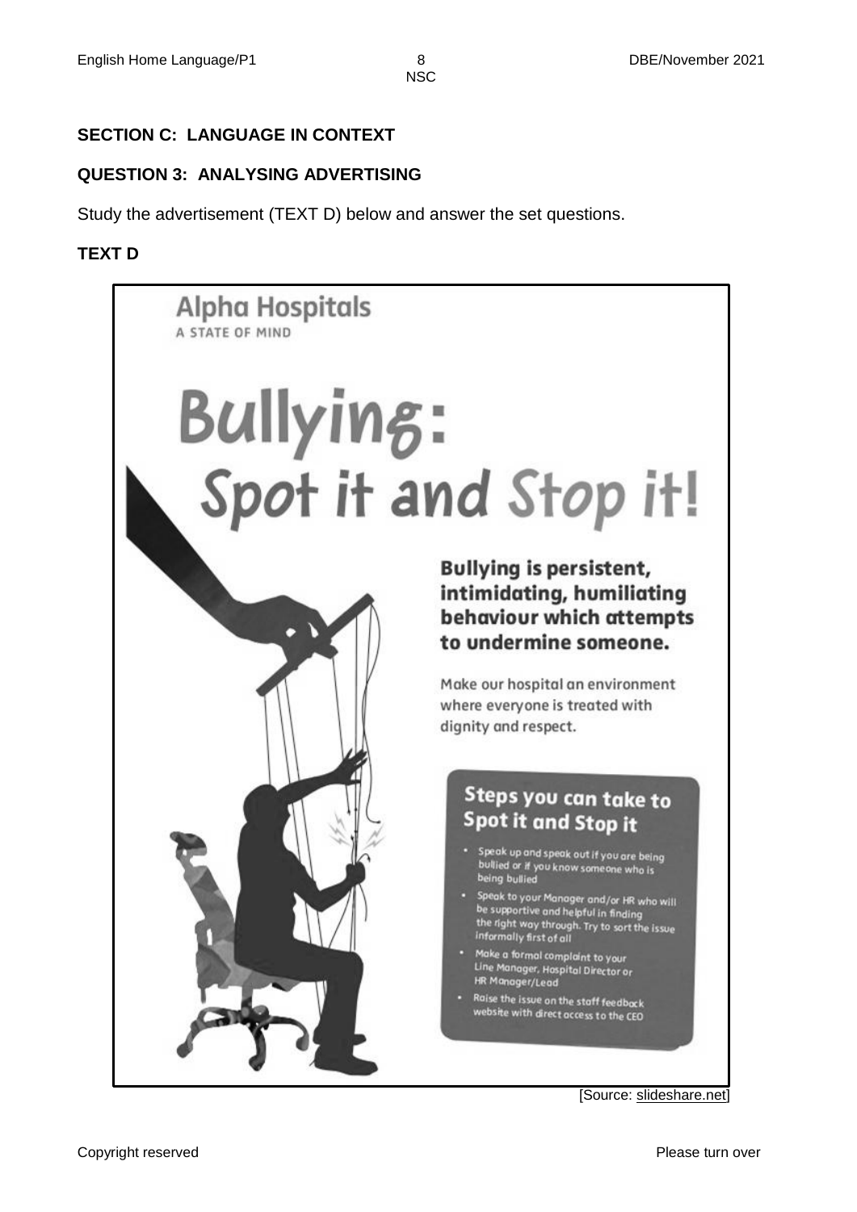**SECTION C: LANGUAGE IN CONTEXT**

**QUESTION 3: ANALYSING ADVERTISING**

Study the advertisement (TEXT D) below and answer the set questions.

**TEXT D**

**Alpha Hospitals**
A STATE OF MIND

# Bullying: Spot it and Stop it!

**Bullying is persistent, intimidating, humiliating behaviour which attempts to undermine someone.**

Make our hospital an environment where everyone is treated with dignity and respect.

**Steps you can take to Spot it and Stop it**

- Speak up and speak out if you are being bullied or if you know someone who is being bullied
- Speak to your Manager and/or HR who will be supportive and helpful in finding the right way through. Try to sort the issue informally first of all
- Make a formal complaint to your Line Manager, Hospital Director or HR Manager/Lead
- Raise the issue on the staff feedback website with direct access to the CEO

[Source: slideshare.net]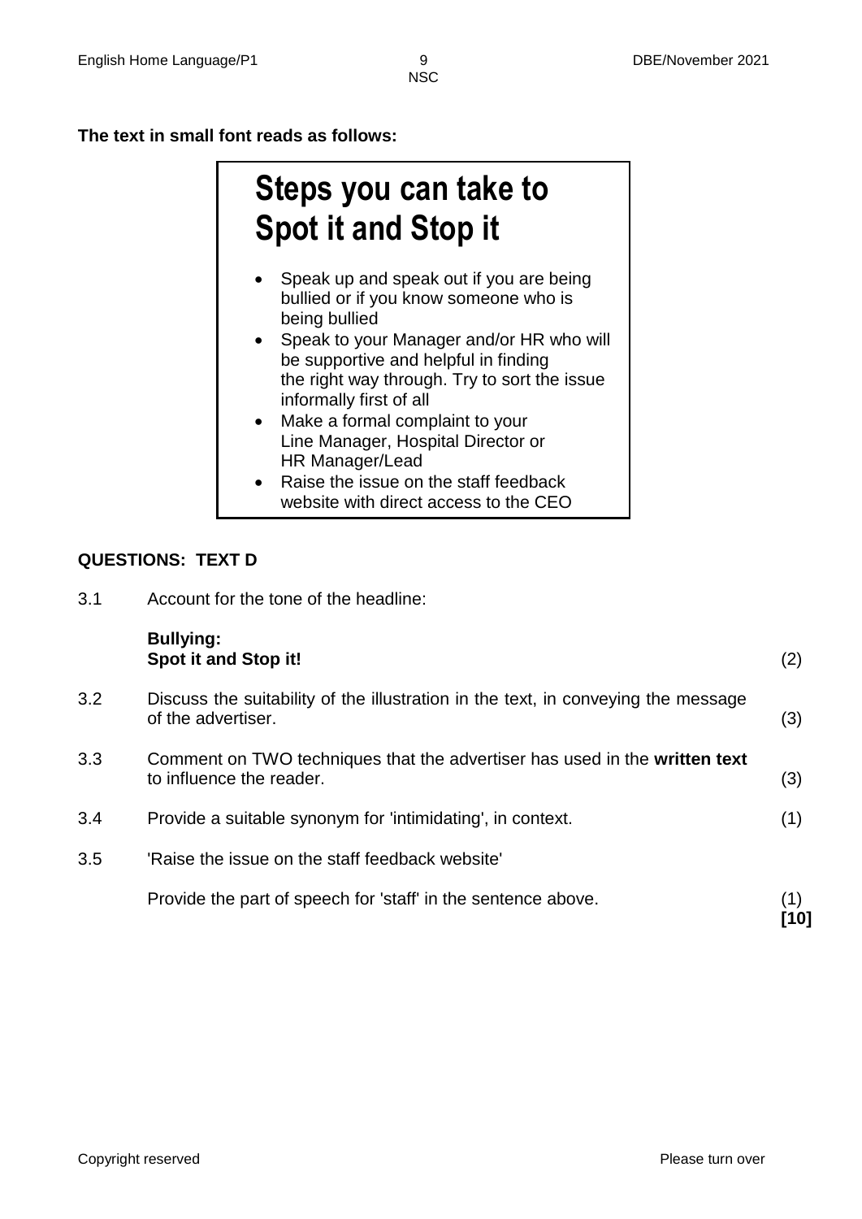**The text in small font reads as follows:**

## Steps you can take to Spot it and Stop it

- Speak up and speak out if you are being bullied or if you know someone who is being bullied
- Speak to your Manager and/or HR who will be supportive and helpful in finding the right way through. Try to sort the issue informally first of all
- Make a formal complaint to your Line Manager, Hospital Director or HR Manager/Lead
- Raise the issue on the staff feedback website with direct access to the CEO

**QUESTIONS: TEXT D**

3.1 Account for the tone of the headline:

**Bullying:**
**Spot it and Stop it!** (2)

3.2 Discuss the suitability of the illustration in the text, in conveying the message of the advertiser. (3)

3.3 Comment on TWO techniques that the advertiser has used in the **written text** to influence the reader. (3)

3.4 Provide a suitable synonym for 'intimidating', in context. (1)

3.5 'Raise the issue on the staff feedback website'

Provide the part of speech for 'staff' in the sentence above. (1)
**[10]**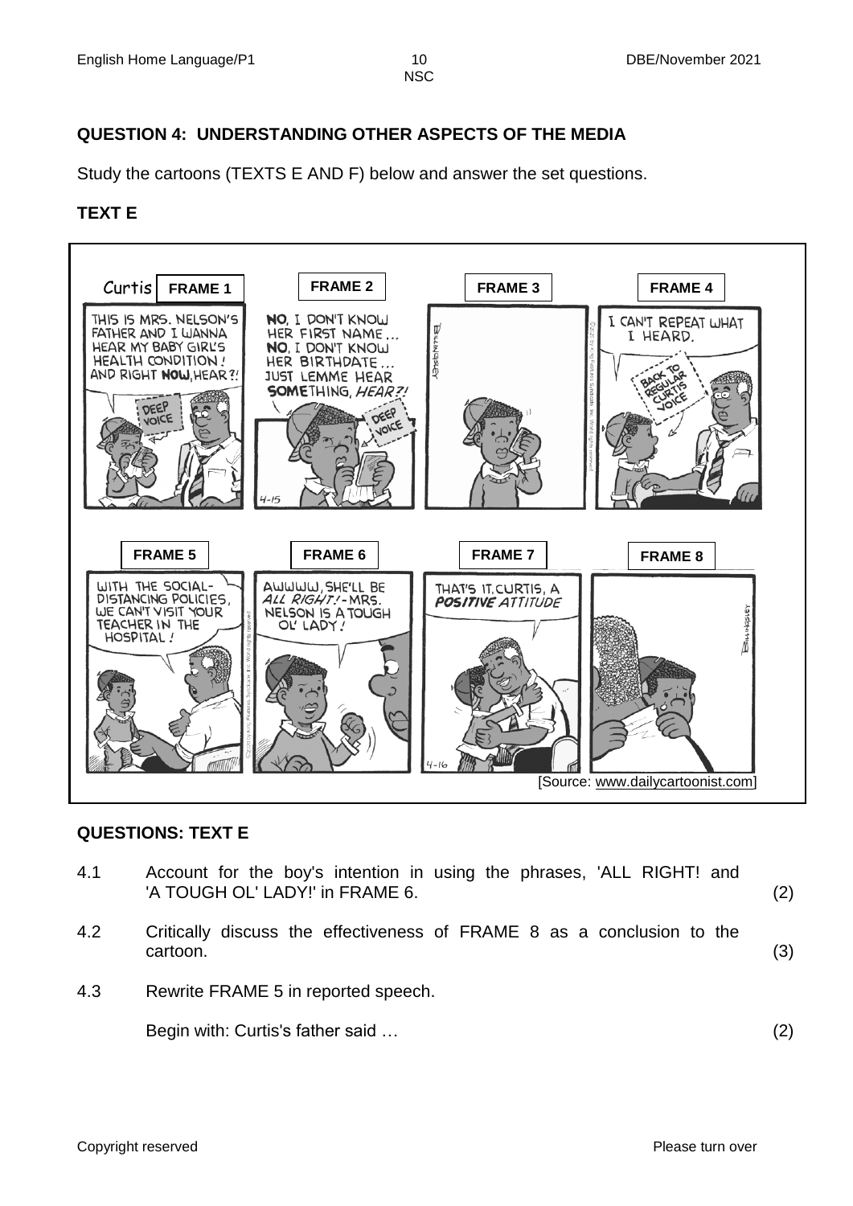## QUESTION 4: UNDERSTANDING OTHER ASPECTS OF THE MEDIA

Study the cartoons (TEXTS E AND F) below and answer the set questions.

### TEXT E

[Source: www.dailycartoonist.com]

### QUESTIONS: TEXT E

4.1 Account for the boy's intention in using the phrases, 'ALL RIGHT! and 'A TOUGH OL' LADY!' in FRAME 6. (2)

4.2 Critically discuss the effectiveness of FRAME 8 as a conclusion to the cartoon. (3)

4.3 Rewrite FRAME 5 in reported speech.

Begin with: Curtis's father said … (2)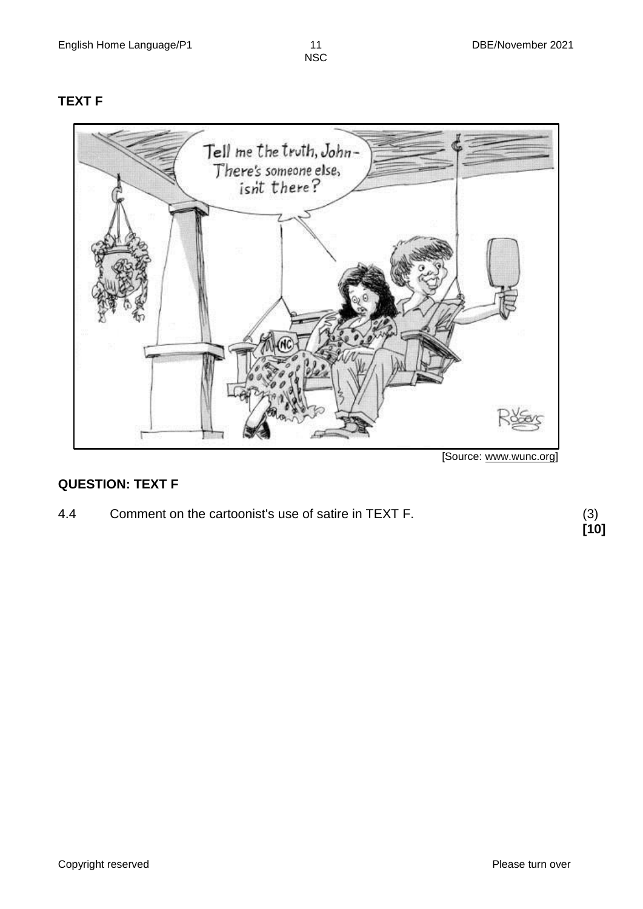## TEXT F

[Source: www.wunc.org]

## QUESTION: TEXT F

4.4 Comment on the cartoonist's use of satire in TEXT F. (3)

**[10]**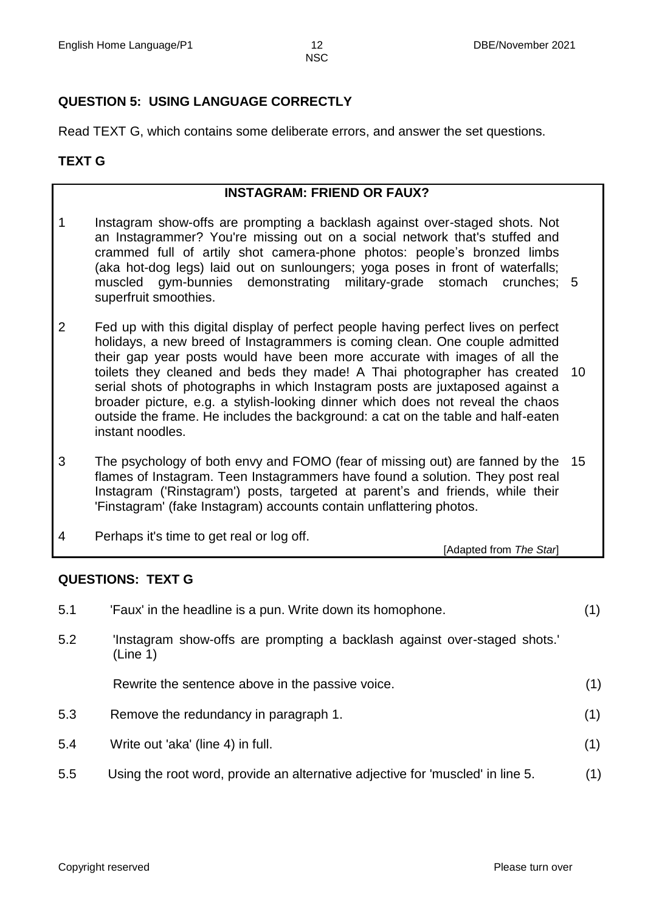## QUESTION 5: USING LANGUAGE CORRECTLY

Read TEXT G, which contains some deliberate errors, and answer the set questions.

### TEXT G

**INSTAGRAM: FRIEND OR FAUX?**

1 Instagram show-offs are prompting a backlash against over-staged shots. Not an Instagrammer? You're missing out on a social network that's stuffed and crammed full of artily shot camera-phone photos: people's bronzed limbs (aka hot-dog legs) laid out on sunloungers; yoga poses in front of waterfalls; muscled gym-bunnies demonstrating military-grade stomach crunches; superfruit smoothies. 5

2 Fed up with this digital display of perfect people having perfect lives on perfect holidays, a new breed of Instagrammers is coming clean. One couple admitted their gap year posts would have been more accurate with images of all the toilets they cleaned and beds they made! A Thai photographer has created serial shots of photographs in which Instagram posts are juxtaposed against a broader picture, e.g. a stylish-looking dinner which does not reveal the chaos outside the frame. He includes the background: a cat on the table and half-eaten instant noodles. 10

3 The psychology of both envy and FOMO (fear of missing out) are fanned by the flames of Instagram. Teen Instagrammers have found a solution. They post real Instagram ('Rinstagram') posts, targeted at parent's and friends, while their 'Finstagram' (fake Instagram) accounts contain unflattering photos. 15

4 Perhaps it's time to get real or log off.

[Adapted from *The Star*]

### QUESTIONS: TEXT G

5.1 'Faux' in the headline is a pun. Write down its homophone. (1)

5.2 'Instagram show-offs are prompting a backlash against over-staged shots.' (Line 1)

Rewrite the sentence above in the passive voice. (1)

5.3 Remove the redundancy in paragraph 1. (1)

5.4 Write out 'aka' (line 4) in full. (1)

5.5 Using the root word, provide an alternative adjective for 'muscled' in line 5. (1)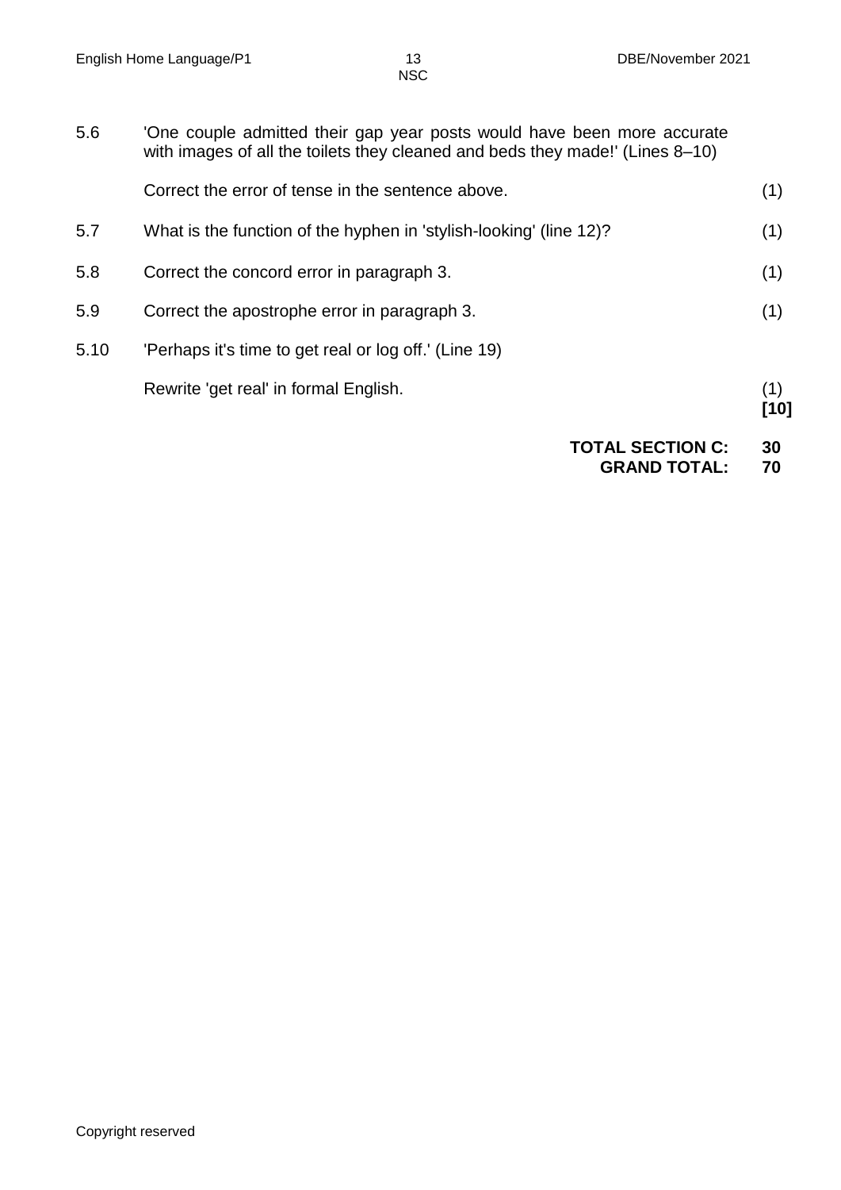5.6 'One couple admitted their gap year posts would have been more accurate with images of all the toilets they cleaned and beds they made!' (Lines 8–10)

Correct the error of tense in the sentence above. (1)

5.7 What is the function of the hyphen in 'stylish-looking' (line 12)? (1)

5.8 Correct the concord error in paragraph 3. (1)

5.9 Correct the apostrophe error in paragraph 3. (1)

5.10 'Perhaps it's time to get real or log off.' (Line 19)

Rewrite 'get real' in formal English. (1)
**[10]**

**TOTAL SECTION C: 30**
**GRAND TOTAL: 70**